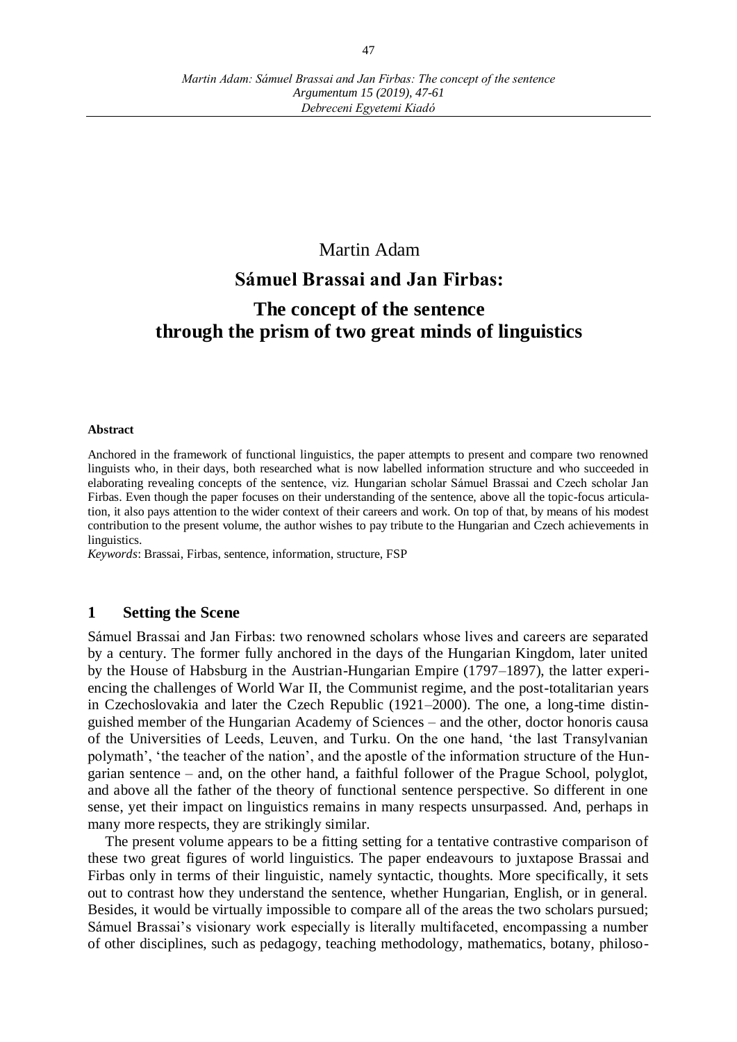Martin Adam

# Sámuel Brassai and Jan Firbas: The concept of the sentence through the prism of two great minds of linguistics

**Abstract**

Anchored in the framework of functional linguistics, the paper attempts to present and compare two renowned linguists who, in their days, both researched what is now labelled information structure and who succeeded in elaborating revealing concepts of the sentence, viz. Hungarian scholar Sámuel Brassai and Czech scholar Jan Firbas. Even though the paper focuses on their understanding of the sentence, above all the topic-focus articulation, it also pays attention to the wider context of their careers and work. On top of that, by means of his modest contribution to the present volume, the author wishes to pay tribute to the Hungarian and Czech achievements in linguistics.

*Keywords*: Brassai, Firbas, sentence, information, structure, FSP

## 1 Setting the Scene

Sámuel Brassai and Jan Firbas: two renowned scholars whose lives and careers are separated by a century. The former fully anchored in the days of the Hungarian Kingdom, later united by the House of Habsburg in the Austrian-Hungarian Empire (1797–1897), the latter experiencing the challenges of World War II, the Communist regime, and the post-totalitarian years in Czechoslovakia and later the Czech Republic (1921–2000). The one, a long-time distinguished member of the Hungarian Academy of Sciences – and the other, doctor honoris causa of the Universities of Leeds, Leuven, and Turku. On the one hand, 'the last Transylvanian polymath', 'the teacher of the nation', and the apostle of the information structure of the Hungarian sentence – and, on the other hand, a faithful follower of the Prague School, polyglot, and above all the father of the theory of functional sentence perspective. So different in one sense, yet their impact on linguistics remains in many respects unsurpassed. And, perhaps in many more respects, they are strikingly similar.

The present volume appears to be a fitting setting for a tentative contrastive comparison of these two great figures of world linguistics. The paper endeavours to juxtapose Brassai and Firbas only in terms of their linguistic, namely syntactic, thoughts. More specifically, it sets out to contrast how they understand the sentence, whether Hungarian, English, or in general. Besides, it would be virtually impossible to compare all of the areas the two scholars pursued; Sámuel Brassai's visionary work especially is literally multifaceted, encompassing a number of other disciplines, such as pedagogy, teaching methodology, mathematics, botany, philoso-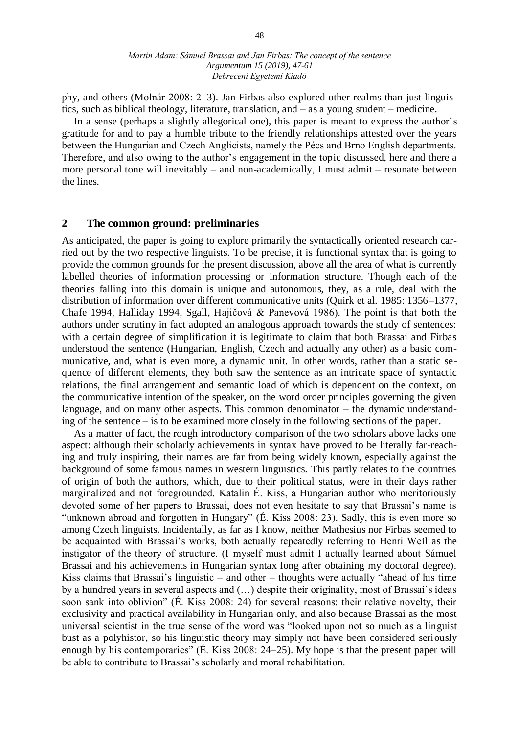phy, and others (Molnár 2008: 2–3). Jan Firbas also explored other realms than just linguistics, such as biblical theology, literature, translation, and – as a young student – medicine.

In a sense (perhaps a slightly allegorical one), this paper is meant to express the author's gratitude for and to pay a humble tribute to the friendly relationships attested over the years between the Hungarian and Czech Anglicists, namely the Pécs and Brno English departments. Therefore, and also owing to the author's engagement in the topic discussed, here and there a more personal tone will inevitably – and non-academically, I must admit – resonate between the lines.

## 2 The common ground: preliminaries

As anticipated, the paper is going to explore primarily the syntactically oriented research carried out by the two respective linguists. To be precise, it is functional syntax that is going to provide the common grounds for the present discussion, above all the area of what is currently labelled theories of information processing or information structure. Though each of the theories falling into this domain is unique and autonomous, they, as a rule, deal with the distribution of information over different communicative units (Quirk et al. 1985: 1356–1377, Chafe 1994, Halliday 1994, Sgall, Hajičová & Panevová 1986). The point is that both the authors under scrutiny in fact adopted an analogous approach towards the study of sentences: with a certain degree of simplification it is legitimate to claim that both Brassai and Firbas understood the sentence (Hungarian, English, Czech and actually any other) as a basic communicative, and, what is even more, a dynamic unit. In other words, rather than a static sequence of different elements, they both saw the sentence as an intricate space of syntactic relations, the final arrangement and semantic load of which is dependent on the context, on the communicative intention of the speaker, on the word order principles governing the given language, and on many other aspects. This common denominator – the dynamic understanding of the sentence – is to be examined more closely in the following sections of the paper.

As a matter of fact, the rough introductory comparison of the two scholars above lacks one aspect: although their scholarly achievements in syntax have proved to be literally far-reaching and truly inspiring, their names are far from being widely known, especially against the background of some famous names in western linguistics. This partly relates to the countries of origin of both the authors, which, due to their political status, were in their days rather marginalized and not foregrounded. Katalin É. Kiss, a Hungarian author who meritoriously devoted some of her papers to Brassai, does not even hesitate to say that Brassai's name is "unknown abroad and forgotten in Hungary" (É. Kiss 2008: 23). Sadly, this is even more so among Czech linguists. Incidentally, as far as I know, neither Mathesius nor Firbas seemed to be acquainted with Brassai's works, both actually repeatedly referring to Henri Weil as the instigator of the theory of structure. (I myself must admit I actually learned about Sámuel Brassai and his achievements in Hungarian syntax long after obtaining my doctoral degree). Kiss claims that Brassai's linguistic – and other – thoughts were actually "ahead of his time by a hundred years in several aspects and (…) despite their originality, most of Brassai's ideas soon sank into oblivion" (É. Kiss 2008: 24) for several reasons: their relative novelty, their exclusivity and practical availability in Hungarian only, and also because Brassai as the most universal scientist in the true sense of the word was "looked upon not so much as a linguist bust as a polyhistor, so his linguistic theory may simply not have been considered seriously enough by his contemporaries" (É. Kiss 2008: 24–25). My hope is that the present paper will be able to contribute to Brassai's scholarly and moral rehabilitation.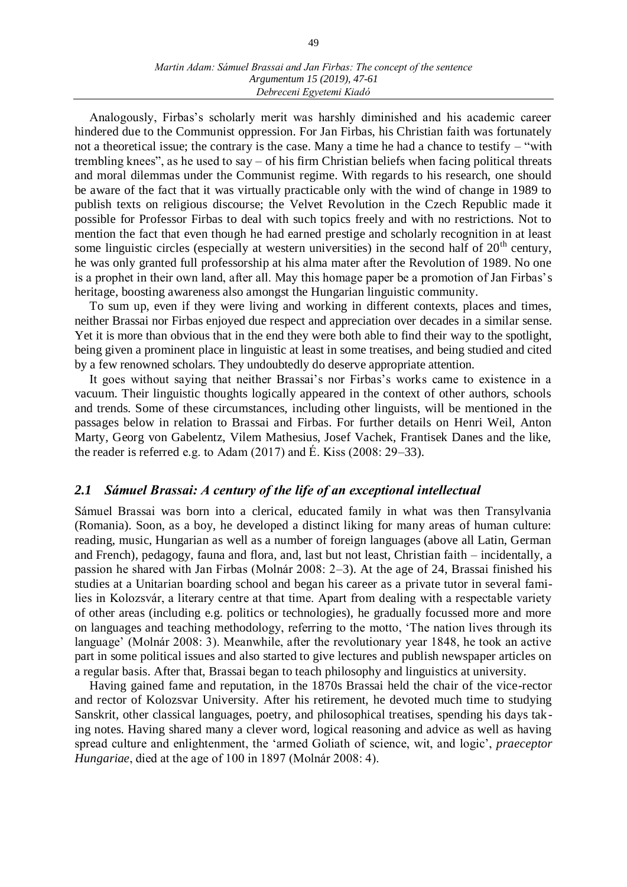Analogously, Firbas's scholarly merit was harshly diminished and his academic career hindered due to the Communist oppression. For Jan Firbas, his Christian faith was fortunately not a theoretical issue; the contrary is the case. Many a time he had a chance to testify – "with trembling knees", as he used to say – of his firm Christian beliefs when facing political threats and moral dilemmas under the Communist regime. With regards to his research, one should be aware of the fact that it was virtually practicable only with the wind of change in 1989 to publish texts on religious discourse; the Velvet Revolution in the Czech Republic made it possible for Professor Firbas to deal with such topics freely and with no restrictions. Not to mention the fact that even though he had earned prestige and scholarly recognition in at least some linguistic circles (especially at western universities) in the second half of 20th century, he was only granted full professorship at his alma mater after the Revolution of 1989. No one is a prophet in their own land, after all. May this homage paper be a promotion of Jan Firbas's heritage, boosting awareness also amongst the Hungarian linguistic community.

To sum up, even if they were living and working in different contexts, places and times, neither Brassai nor Firbas enjoyed due respect and appreciation over decades in a similar sense. Yet it is more than obvious that in the end they were both able to find their way to the spotlight, being given a prominent place in linguistic at least in some treatises, and being studied and cited by a few renowned scholars. They undoubtedly do deserve appropriate attention.

It goes without saying that neither Brassai's nor Firbas's works came to existence in a vacuum. Their linguistic thoughts logically appeared in the context of other authors, schools and trends. Some of these circumstances, including other linguists, will be mentioned in the passages below in relation to Brassai and Firbas. For further details on Henri Weil, Anton Marty, Georg von Gabelentz, Vilem Mathesius, Josef Vachek, Frantisek Danes and the like, the reader is referred e.g. to Adam (2017) and É. Kiss (2008: 29–33).

## *2.1 Sámuel Brassai: A century of the life of an exceptional intellectual*

Sámuel Brassai was born into a clerical, educated family in what was then Transylvania (Romania). Soon, as a boy, he developed a distinct liking for many areas of human culture: reading, music, Hungarian as well as a number of foreign languages (above all Latin, German and French), pedagogy, fauna and flora, and, last but not least, Christian faith – incidentally, a passion he shared with Jan Firbas (Molnár 2008: 2–3). At the age of 24, Brassai finished his studies at a Unitarian boarding school and began his career as a private tutor in several families in Kolozsvár, a literary centre at that time. Apart from dealing with a respectable variety of other areas (including e.g. politics or technologies), he gradually focussed more and more on languages and teaching methodology, referring to the motto, 'The nation lives through its language' (Molnár 2008: 3). Meanwhile, after the revolutionary year 1848, he took an active part in some political issues and also started to give lectures and publish newspaper articles on a regular basis. After that, Brassai began to teach philosophy and linguistics at university.

Having gained fame and reputation, in the 1870s Brassai held the chair of the vice-rector and rector of Kolozsvar University. After his retirement, he devoted much time to studying Sanskrit, other classical languages, poetry, and philosophical treatises, spending his days taking notes. Having shared many a clever word, logical reasoning and advice as well as having spread culture and enlightenment, the 'armed Goliath of science, wit, and logic', *praeceptor Hungariae*, died at the age of 100 in 1897 (Molnár 2008: 4).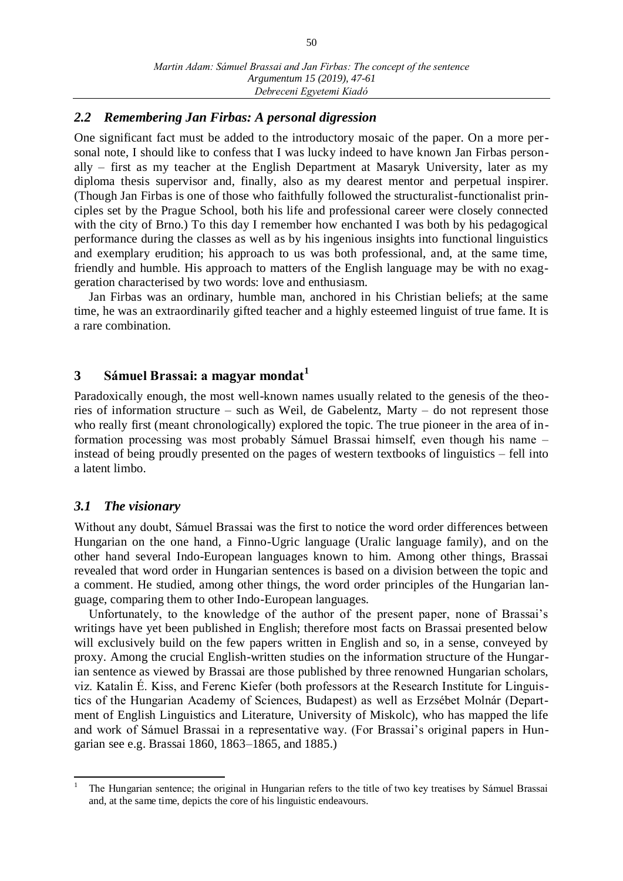### *2.2 Remembering Jan Firbas: A personal digression*

One significant fact must be added to the introductory mosaic of the paper. On a more personal note, I should like to confess that I was lucky indeed to have known Jan Firbas personally – first as my teacher at the English Department at Masaryk University, later as my diploma thesis supervisor and, finally, also as my dearest mentor and perpetual inspirer. (Though Jan Firbas is one of those who faithfully followed the structuralist-functionalist principles set by the Prague School, both his life and professional career were closely connected with the city of Brno.) To this day I remember how enchanted I was both by his pedagogical performance during the classes as well as by his ingenious insights into functional linguistics and exemplary erudition; his approach to us was both professional, and, at the same time, friendly and humble. His approach to matters of the English language may be with no exaggeration characterised by two words: love and enthusiasm.

Jan Firbas was an ordinary, humble man, anchored in his Christian beliefs; at the same time, he was an extraordinarily gifted teacher and a highly esteemed linguist of true fame. It is a rare combination.

## 3 Sámuel Brassai: a magyar mondat[1]

Paradoxically enough, the most well-known names usually related to the genesis of the theories of information structure – such as Weil, de Gabelentz, Marty – do not represent those who really first (meant chronologically) explored the topic. The true pioneer in the area of information processing was most probably Sámuel Brassai himself, even though his name – instead of being proudly presented on the pages of western textbooks of linguistics – fell into a latent limbo.

### *3.1 The visionary*

Without any doubt, Sámuel Brassai was the first to notice the word order differences between Hungarian on the one hand, a Finno-Ugric language (Uralic language family), and on the other hand several Indo-European languages known to him. Among other things, Brassai revealed that word order in Hungarian sentences is based on a division between the topic and a comment. He studied, among other things, the word order principles of the Hungarian language, comparing them to other Indo-European languages.

Unfortunately, to the knowledge of the author of the present paper, none of Brassai's writings have yet been published in English; therefore most facts on Brassai presented below will exclusively build on the few papers written in English and so, in a sense, conveyed by proxy. Among the crucial English-written studies on the information structure of the Hungarian sentence as viewed by Brassai are those published by three renowned Hungarian scholars, viz. Katalin É. Kiss, and Ferenc Kiefer (both professors at the Research Institute for Linguistics of the Hungarian Academy of Sciences, Budapest) as well as Erzsébet Molnár (Department of English Linguistics and Literature, University of Miskolc), who has mapped the life and work of Sámuel Brassai in a representative way. (For Brassai's original papers in Hungarian see e.g. Brassai 1860, 1863–1865, and 1885.)

---

[1] The Hungarian sentence; the original in Hungarian refers to the title of two key treatises by Sámuel Brassai and, at the same time, depicts the core of his linguistic endeavours.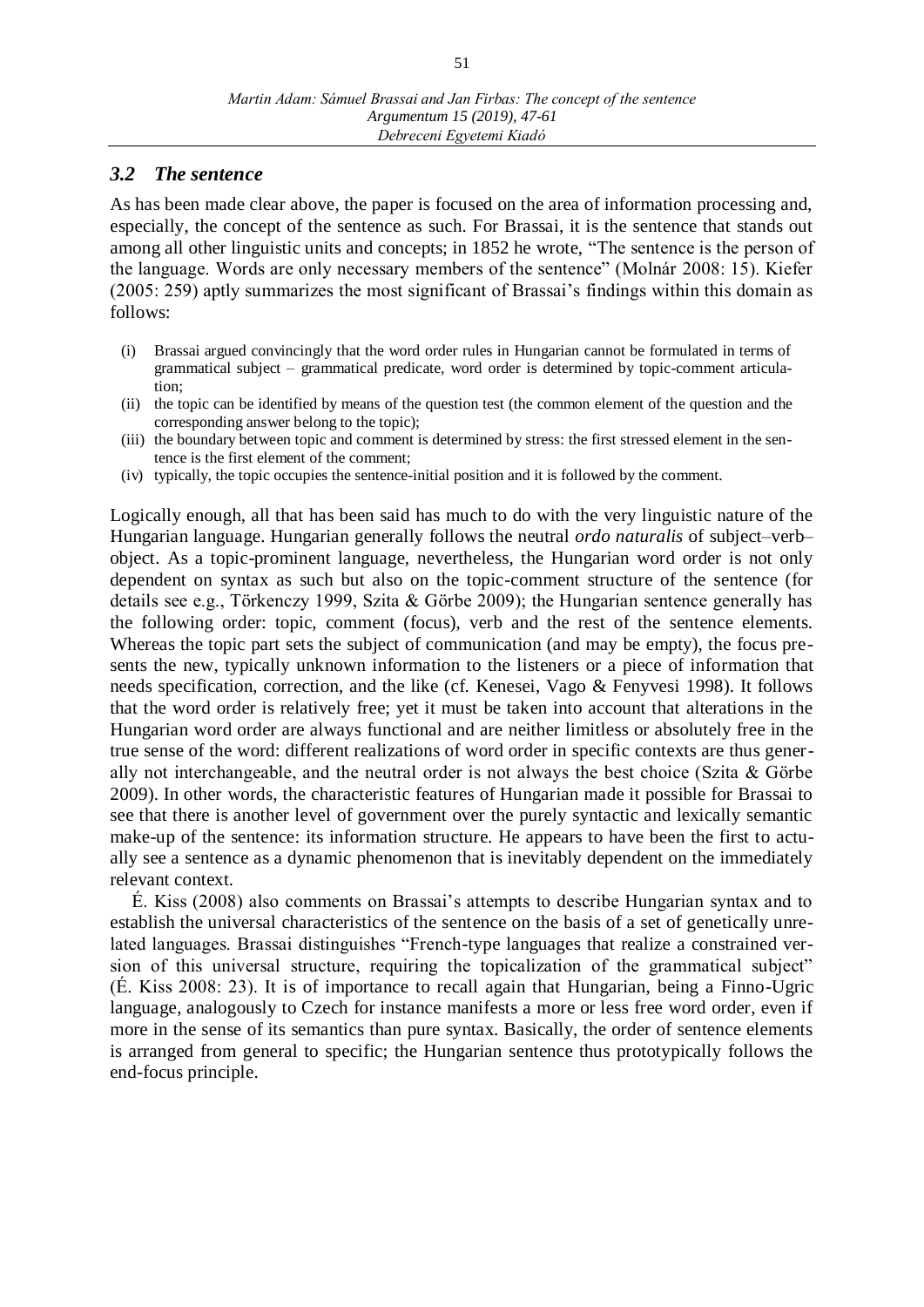### *3.2 The sentence*

As has been made clear above, the paper is focused on the area of information processing and, especially, the concept of the sentence as such. For Brassai, it is the sentence that stands out among all other linguistic units and concepts; in 1852 he wrote, "The sentence is the person of the language. Words are only necessary members of the sentence" (Molnár 2008: 15). Kiefer (2005: 259) aptly summarizes the most significant of Brassai's findings within this domain as follows:

- (i) Brassai argued convincingly that the word order rules in Hungarian cannot be formulated in terms of grammatical subject – grammatical predicate, word order is determined by topic-comment articulation;
- (ii) the topic can be identified by means of the question test (the common element of the question and the corresponding answer belong to the topic);
- (iii) the boundary between topic and comment is determined by stress: the first stressed element in the sentence is the first element of the comment;
- (iv) typically, the topic occupies the sentence-initial position and it is followed by the comment.

Logically enough, all that has been said has much to do with the very linguistic nature of the Hungarian language. Hungarian generally follows the neutral *ordo naturalis* of subject–verb–object. As a topic-prominent language, nevertheless, the Hungarian word order is not only dependent on syntax as such but also on the topic-comment structure of the sentence (for details see e.g., Törkenczy 1999, Szita & Görbe 2009); the Hungarian sentence generally has the following order: topic, comment (focus), verb and the rest of the sentence elements. Whereas the topic part sets the subject of communication (and may be empty), the focus presents the new, typically unknown information to the listeners or a piece of information that needs specification, correction, and the like (cf. Kenesei, Vago & Fenyvesi 1998). It follows that the word order is relatively free; yet it must be taken into account that alterations in the Hungarian word order are always functional and are neither limitless or absolutely free in the true sense of the word: different realizations of word order in specific contexts are thus generally not interchangeable, and the neutral order is not always the best choice (Szita & Görbe 2009). In other words, the characteristic features of Hungarian made it possible for Brassai to see that there is another level of government over the purely syntactic and lexically semantic make-up of the sentence: its information structure. He appears to have been the first to actually see a sentence as a dynamic phenomenon that is inevitably dependent on the immediately relevant context.

É. Kiss (2008) also comments on Brassai's attempts to describe Hungarian syntax and to establish the universal characteristics of the sentence on the basis of a set of genetically unrelated languages. Brassai distinguishes "French-type languages that realize a constrained version of this universal structure, requiring the topicalization of the grammatical subject" (É. Kiss 2008: 23). It is of importance to recall again that Hungarian, being a Finno-Ugric language, analogously to Czech for instance manifests a more or less free word order, even if more in the sense of its semantics than pure syntax. Basically, the order of sentence elements is arranged from general to specific; the Hungarian sentence thus prototypically follows the end-focus principle.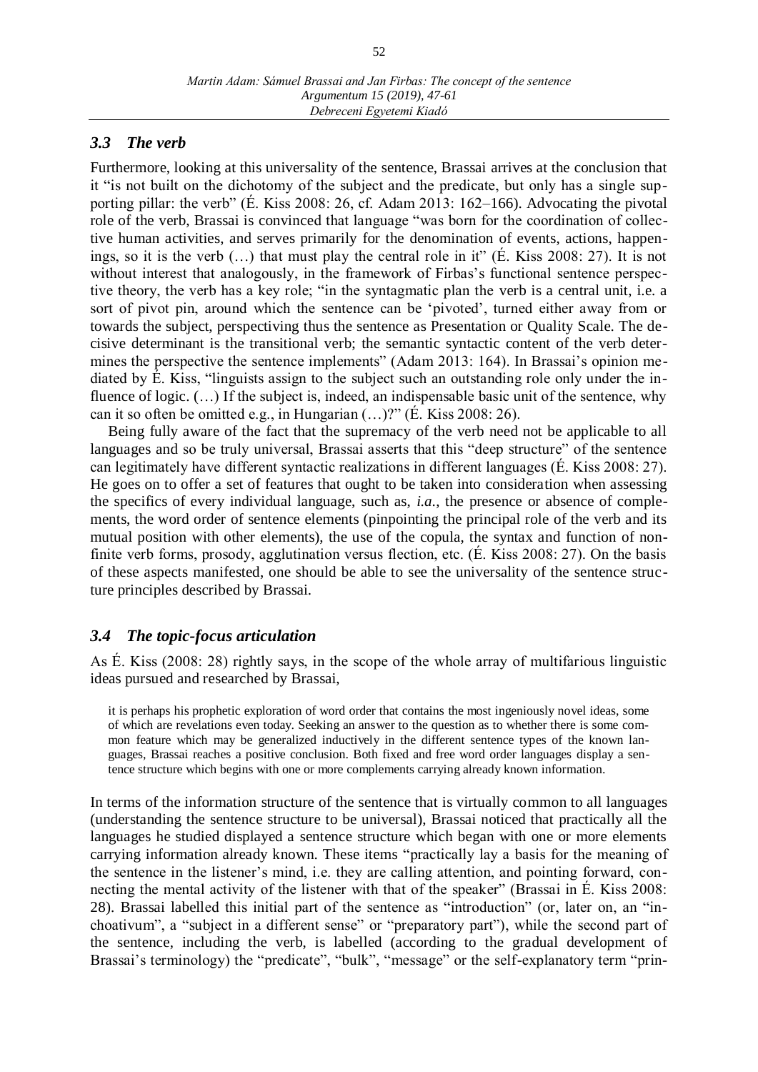### *3.3 The verb*

Furthermore, looking at this universality of the sentence, Brassai arrives at the conclusion that it "is not built on the dichotomy of the subject and the predicate, but only has a single supporting pillar: the verb" (É. Kiss 2008: 26, cf. Adam 2013: 162–166). Advocating the pivotal role of the verb, Brassai is convinced that language "was born for the coordination of collective human activities, and serves primarily for the denomination of events, actions, happenings, so it is the verb (…) that must play the central role in it" (É. Kiss 2008: 27). It is not without interest that analogously, in the framework of Firbas's functional sentence perspective theory, the verb has a key role; "in the syntagmatic plan the verb is a central unit, i.e. a sort of pivot pin, around which the sentence can be 'pivoted', turned either away from or towards the subject, perspectiving thus the sentence as Presentation or Quality Scale. The decisive determinant is the transitional verb; the semantic syntactic content of the verb determines the perspective the sentence implements" (Adam 2013: 164). In Brassai's opinion mediated by É. Kiss, "linguists assign to the subject such an outstanding role only under the influence of logic. (…) If the subject is, indeed, an indispensable basic unit of the sentence, why can it so often be omitted e.g., in Hungarian (…)?" (É. Kiss 2008: 26).

Being fully aware of the fact that the supremacy of the verb need not be applicable to all languages and so be truly universal, Brassai asserts that this "deep structure" of the sentence can legitimately have different syntactic realizations in different languages (É. Kiss 2008: 27). He goes on to offer a set of features that ought to be taken into consideration when assessing the specifics of every individual language, such as, *i.a.*, the presence or absence of complements, the word order of sentence elements (pinpointing the principal role of the verb and its mutual position with other elements), the use of the copula, the syntax and function of non-finite verb forms, prosody, agglutination versus flection, etc. (É. Kiss 2008: 27). On the basis of these aspects manifested, one should be able to see the universality of the sentence structure principles described by Brassai.

### *3.4 The topic-focus articulation*

As É. Kiss (2008: 28) rightly says, in the scope of the whole array of multifarious linguistic ideas pursued and researched by Brassai,

> it is perhaps his prophetic exploration of word order that contains the most ingeniously novel ideas, some of which are revelations even today. Seeking an answer to the question as to whether there is some common feature which may be generalized inductively in the different sentence types of the known languages, Brassai reaches a positive conclusion. Both fixed and free word order languages display a sentence structure which begins with one or more complements carrying already known information.

In terms of the information structure of the sentence that is virtually common to all languages (understanding the sentence structure to be universal), Brassai noticed that practically all the languages he studied displayed a sentence structure which began with one or more elements carrying information already known. These items "practically lay a basis for the meaning of the sentence in the listener's mind, i.e. they are calling attention, and pointing forward, connecting the mental activity of the listener with that of the speaker" (Brassai in É. Kiss 2008: 28). Brassai labelled this initial part of the sentence as "introduction" (or, later on, an "inchoativum", a "subject in a different sense" or "preparatory part"), while the second part of the sentence, including the verb, is labelled (according to the gradual development of Brassai's terminology) the "predicate", "bulk", "message" or the self-explanatory term "prin-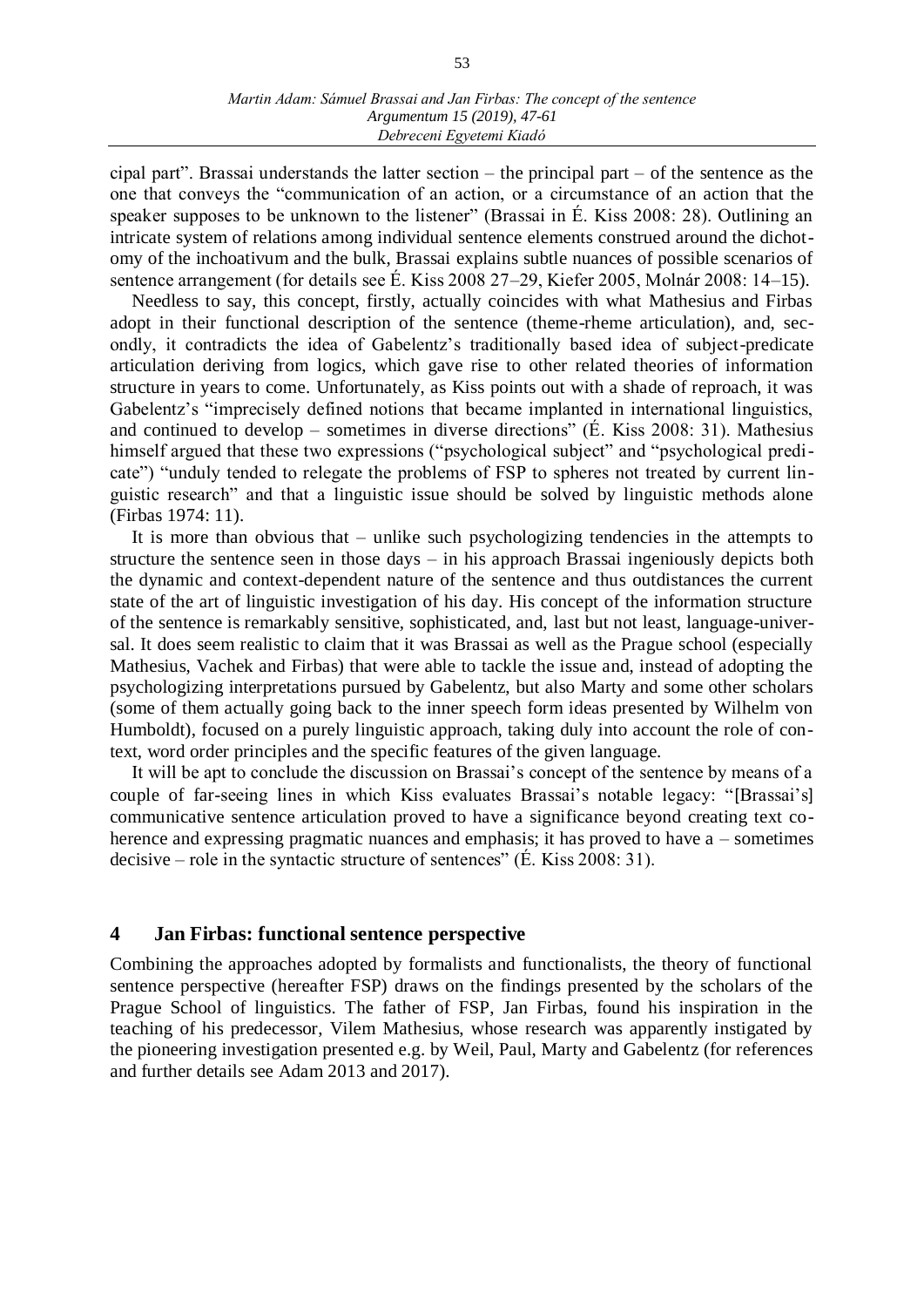cipal part". Brassai understands the latter section – the principal part – of the sentence as the one that conveys the "communication of an action, or a circumstance of an action that the speaker supposes to be unknown to the listener" (Brassai in É. Kiss 2008: 28). Outlining an intricate system of relations among individual sentence elements construed around the dichotomy of the inchoativum and the bulk, Brassai explains subtle nuances of possible scenarios of sentence arrangement (for details see É. Kiss 2008 27–29, Kiefer 2005, Molnár 2008: 14–15).

Needless to say, this concept, firstly, actually coincides with what Mathesius and Firbas adopt in their functional description of the sentence (theme-rheme articulation), and, secondly, it contradicts the idea of Gabelentz's traditionally based idea of subject-predicate articulation deriving from logics, which gave rise to other related theories of information structure in years to come. Unfortunately, as Kiss points out with a shade of reproach, it was Gabelentz's "imprecisely defined notions that became implanted in international linguistics, and continued to develop – sometimes in diverse directions" (É. Kiss 2008: 31). Mathesius himself argued that these two expressions ("psychological subject" and "psychological predicate") "unduly tended to relegate the problems of FSP to spheres not treated by current linguistic research" and that a linguistic issue should be solved by linguistic methods alone (Firbas 1974: 11).

It is more than obvious that – unlike such psychologizing tendencies in the attempts to structure the sentence seen in those days – in his approach Brassai ingeniously depicts both the dynamic and context-dependent nature of the sentence and thus outdistances the current state of the art of linguistic investigation of his day. His concept of the information structure of the sentence is remarkably sensitive, sophisticated, and, last but not least, language-universal. It does seem realistic to claim that it was Brassai as well as the Prague school (especially Mathesius, Vachek and Firbas) that were able to tackle the issue and, instead of adopting the psychologizing interpretations pursued by Gabelentz, but also Marty and some other scholars (some of them actually going back to the inner speech form ideas presented by Wilhelm von Humboldt), focused on a purely linguistic approach, taking duly into account the role of context, word order principles and the specific features of the given language.

It will be apt to conclude the discussion on Brassai's concept of the sentence by means of a couple of far-seeing lines in which Kiss evaluates Brassai's notable legacy: "[Brassai's] communicative sentence articulation proved to have a significance beyond creating text coherence and expressing pragmatic nuances and emphasis; it has proved to have a – sometimes decisive – role in the syntactic structure of sentences" (É. Kiss 2008: 31).

## 4 Jan Firbas: functional sentence perspective

Combining the approaches adopted by formalists and functionalists, the theory of functional sentence perspective (hereafter FSP) draws on the findings presented by the scholars of the Prague School of linguistics. The father of FSP, Jan Firbas, found his inspiration in the teaching of his predecessor, Vilem Mathesius, whose research was apparently instigated by the pioneering investigation presented e.g. by Weil, Paul, Marty and Gabelentz (for references and further details see Adam 2013 and 2017).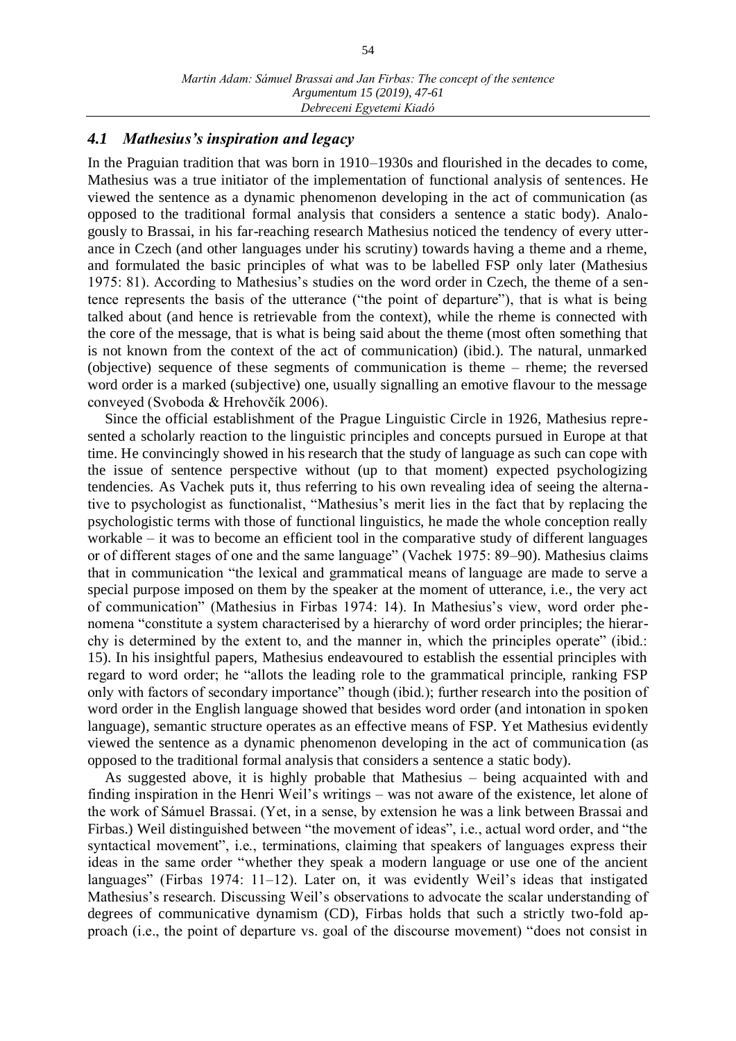### *4.1 Mathesius's inspiration and legacy*

In the Praguian tradition that was born in 1910–1930s and flourished in the decades to come, Mathesius was a true initiator of the implementation of functional analysis of sentences. He viewed the sentence as a dynamic phenomenon developing in the act of communication (as opposed to the traditional formal analysis that considers a sentence a static body). Analogously to Brassai, in his far-reaching research Mathesius noticed the tendency of every utterance in Czech (and other languages under his scrutiny) towards having a theme and a rheme, and formulated the basic principles of what was to be labelled FSP only later (Mathesius 1975: 81). According to Mathesius's studies on the word order in Czech, the theme of a sentence represents the basis of the utterance ("the point of departure"), that is what is being talked about (and hence is retrievable from the context), while the rheme is connected with the core of the message, that is what is being said about the theme (most often something that is not known from the context of the act of communication) (ibid.). The natural, unmarked (objective) sequence of these segments of communication is theme – rheme; the reversed word order is a marked (subjective) one, usually signalling an emotive flavour to the message conveyed (Svoboda & Hrehovčík 2006).

Since the official establishment of the Prague Linguistic Circle in 1926, Mathesius represented a scholarly reaction to the linguistic principles and concepts pursued in Europe at that time. He convincingly showed in his research that the study of language as such can cope with the issue of sentence perspective without (up to that moment) expected psychologizing tendencies. As Vachek puts it, thus referring to his own revealing idea of seeing the alternative to psychologist as functionalist, "Mathesius's merit lies in the fact that by replacing the psychologistic terms with those of functional linguistics, he made the whole conception really workable – it was to become an efficient tool in the comparative study of different languages or of different stages of one and the same language" (Vachek 1975: 89–90). Mathesius claims that in communication "the lexical and grammatical means of language are made to serve a special purpose imposed on them by the speaker at the moment of utterance, i.e., the very act of communication" (Mathesius in Firbas 1974: 14). In Mathesius's view, word order phenomena "constitute a system characterised by a hierarchy of word order principles; the hierarchy is determined by the extent to, and the manner in, which the principles operate" (ibid.: 15). In his insightful papers, Mathesius endeavoured to establish the essential principles with regard to word order; he "allots the leading role to the grammatical principle, ranking FSP only with factors of secondary importance" though (ibid.); further research into the position of word order in the English language showed that besides word order (and intonation in spoken language), semantic structure operates as an effective means of FSP. Yet Mathesius evidently viewed the sentence as a dynamic phenomenon developing in the act of communication (as opposed to the traditional formal analysis that considers a sentence a static body).

As suggested above, it is highly probable that Mathesius – being acquainted with and finding inspiration in the Henri Weil's writings – was not aware of the existence, let alone of the work of Sámuel Brassai. (Yet, in a sense, by extension he was a link between Brassai and Firbas.) Weil distinguished between "the movement of ideas", i.e., actual word order, and "the syntactical movement", i.e., terminations, claiming that speakers of languages express their ideas in the same order "whether they speak a modern language or use one of the ancient languages" (Firbas 1974: 11–12). Later on, it was evidently Weil's ideas that instigated Mathesius's research. Discussing Weil's observations to advocate the scalar understanding of degrees of communicative dynamism (CD), Firbas holds that such a strictly two-fold approach (i.e., the point of departure vs. goal of the discourse movement) "does not consist in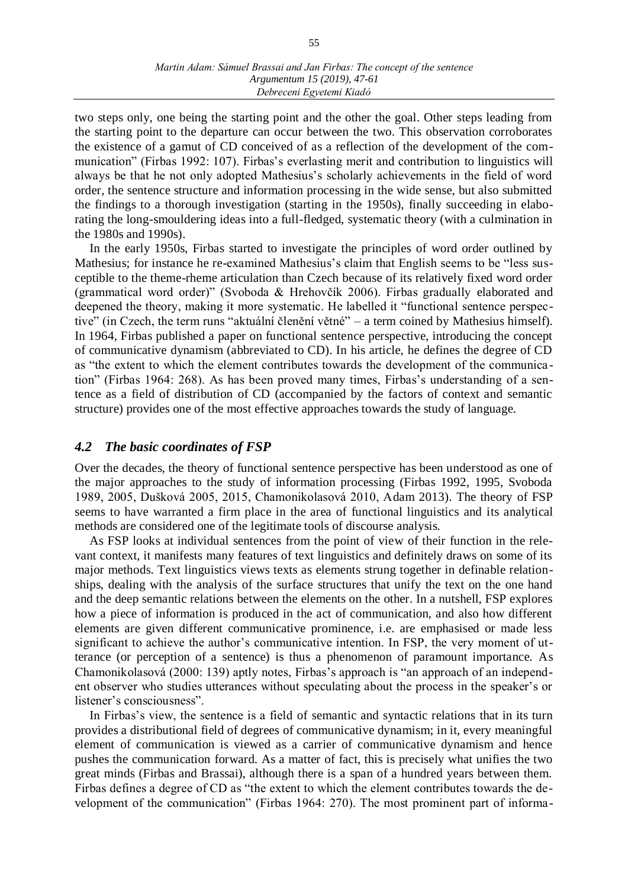two steps only, one being the starting point and the other the goal. Other steps leading from the starting point to the departure can occur between the two. This observation corroborates the existence of a gamut of CD conceived of as a reflection of the development of the communication" (Firbas 1992: 107). Firbas's everlasting merit and contribution to linguistics will always be that he not only adopted Mathesius's scholarly achievements in the field of word order, the sentence structure and information processing in the wide sense, but also submitted the findings to a thorough investigation (starting in the 1950s), finally succeeding in elaborating the long-smouldering ideas into a full-fledged, systematic theory (with a culmination in the 1980s and 1990s).

In the early 1950s, Firbas started to investigate the principles of word order outlined by Mathesius; for instance he re-examined Mathesius's claim that English seems to be "less susceptible to the theme-rheme articulation than Czech because of its relatively fixed word order (grammatical word order)" (Svoboda & Hrehovčík 2006). Firbas gradually elaborated and deepened the theory, making it more systematic. He labelled it "functional sentence perspective" (in Czech, the term runs "aktuální členění větné" – a term coined by Mathesius himself). In 1964, Firbas published a paper on functional sentence perspective, introducing the concept of communicative dynamism (abbreviated to CD). In his article, he defines the degree of CD as "the extent to which the element contributes towards the development of the communication" (Firbas 1964: 268). As has been proved many times, Firbas's understanding of a sentence as a field of distribution of CD (accompanied by the factors of context and semantic structure) provides one of the most effective approaches towards the study of language.

## *4.2 The basic coordinates of FSP*

Over the decades, the theory of functional sentence perspective has been understood as one of the major approaches to the study of information processing (Firbas 1992, 1995, Svoboda 1989, 2005, Dušková 2005, 2015, Chamonikolasová 2010, Adam 2013). The theory of FSP seems to have warranted a firm place in the area of functional linguistics and its analytical methods are considered one of the legitimate tools of discourse analysis.

As FSP looks at individual sentences from the point of view of their function in the relevant context, it manifests many features of text linguistics and definitely draws on some of its major methods. Text linguistics views texts as elements strung together in definable relationships, dealing with the analysis of the surface structures that unify the text on the one hand and the deep semantic relations between the elements on the other. In a nutshell, FSP explores how a piece of information is produced in the act of communication, and also how different elements are given different communicative prominence, i.e. are emphasised or made less significant to achieve the author's communicative intention. In FSP, the very moment of utterance (or perception of a sentence) is thus a phenomenon of paramount importance. As Chamonikolasová (2000: 139) aptly notes, Firbas's approach is "an approach of an independent observer who studies utterances without speculating about the process in the speaker's or listener's consciousness".

In Firbas's view, the sentence is a field of semantic and syntactic relations that in its turn provides a distributional field of degrees of communicative dynamism; in it, every meaningful element of communication is viewed as a carrier of communicative dynamism and hence pushes the communication forward. As a matter of fact, this is precisely what unifies the two great minds (Firbas and Brassai), although there is a span of a hundred years between them. Firbas defines a degree of CD as "the extent to which the element contributes towards the development of the communication" (Firbas 1964: 270). The most prominent part of informa-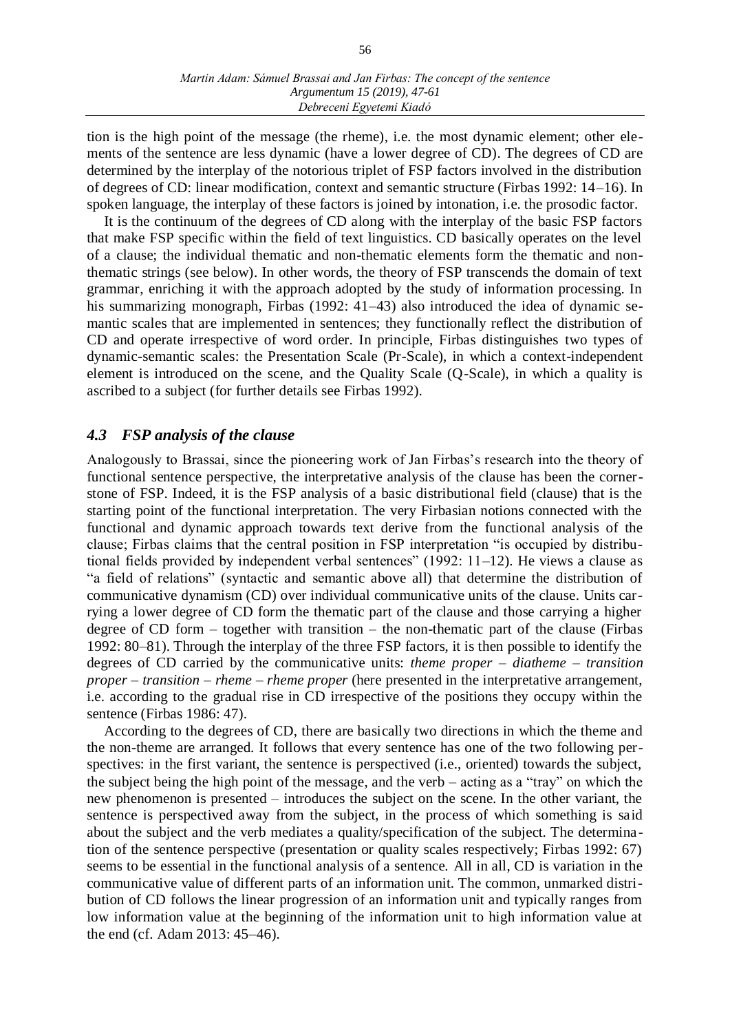tion is the high point of the message (the rheme), i.e. the most dynamic element; other elements of the sentence are less dynamic (have a lower degree of CD). The degrees of CD are determined by the interplay of the notorious triplet of FSP factors involved in the distribution of degrees of CD: linear modification, context and semantic structure (Firbas 1992: 14–16). In spoken language, the interplay of these factors is joined by intonation, i.e. the prosodic factor.

It is the continuum of the degrees of CD along with the interplay of the basic FSP factors that make FSP specific within the field of text linguistics. CD basically operates on the level of a clause; the individual thematic and non-thematic elements form the thematic and non-thematic strings (see below). In other words, the theory of FSP transcends the domain of text grammar, enriching it with the approach adopted by the study of information processing. In his summarizing monograph, Firbas (1992: 41–43) also introduced the idea of dynamic semantic scales that are implemented in sentences; they functionally reflect the distribution of CD and operate irrespective of word order. In principle, Firbas distinguishes two types of dynamic-semantic scales: the Presentation Scale (Pr-Scale), in which a context-independent element is introduced on the scene, and the Quality Scale (Q-Scale), in which a quality is ascribed to a subject (for further details see Firbas 1992).

### *4.3 FSP analysis of the clause*

Analogously to Brassai, since the pioneering work of Jan Firbas's research into the theory of functional sentence perspective, the interpretative analysis of the clause has been the cornerstone of FSP. Indeed, it is the FSP analysis of a basic distributional field (clause) that is the starting point of the functional interpretation. The very Firbasian notions connected with the functional and dynamic approach towards text derive from the functional analysis of the clause; Firbas claims that the central position in FSP interpretation "is occupied by distributional fields provided by independent verbal sentences" (1992: 11–12). He views a clause as "a field of relations" (syntactic and semantic above all) that determine the distribution of communicative dynamism (CD) over individual communicative units of the clause. Units carrying a lower degree of CD form the thematic part of the clause and those carrying a higher degree of CD form – together with transition – the non-thematic part of the clause (Firbas 1992: 80–81). Through the interplay of the three FSP factors, it is then possible to identify the degrees of CD carried by the communicative units: *theme proper* – *diatheme* – *transition proper* – *transition* – *rheme* – *rheme proper* (here presented in the interpretative arrangement, i.e. according to the gradual rise in CD irrespective of the positions they occupy within the sentence (Firbas 1986: 47).

According to the degrees of CD, there are basically two directions in which the theme and the non-theme are arranged. It follows that every sentence has one of the two following perspectives: in the first variant, the sentence is perspectived (i.e., oriented) towards the subject, the subject being the high point of the message, and the verb – acting as a "tray" on which the new phenomenon is presented – introduces the subject on the scene. In the other variant, the sentence is perspectived away from the subject, in the process of which something is said about the subject and the verb mediates a quality/specification of the subject. The determination of the sentence perspective (presentation or quality scales respectively; Firbas 1992: 67) seems to be essential in the functional analysis of a sentence. All in all, CD is variation in the communicative value of different parts of an information unit. The common, unmarked distribution of CD follows the linear progression of an information unit and typically ranges from low information value at the beginning of the information unit to high information value at the end (cf. Adam 2013: 45–46).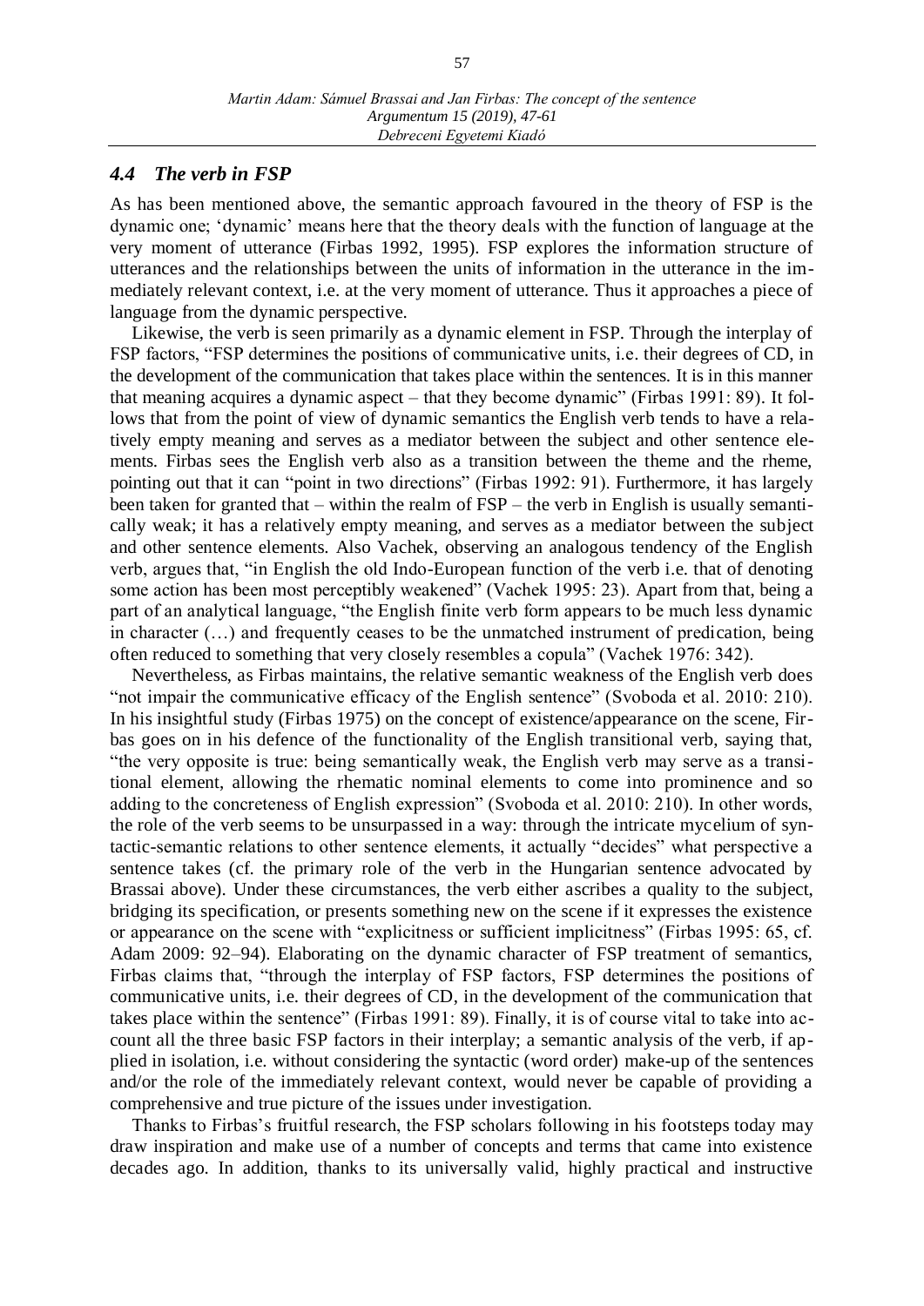### *4.4 The verb in FSP*

As has been mentioned above, the semantic approach favoured in the theory of FSP is the dynamic one; 'dynamic' means here that the theory deals with the function of language at the very moment of utterance (Firbas 1992, 1995). FSP explores the information structure of utterances and the relationships between the units of information in the utterance in the immediately relevant context, i.e. at the very moment of utterance. Thus it approaches a piece of language from the dynamic perspective.

Likewise, the verb is seen primarily as a dynamic element in FSP. Through the interplay of FSP factors, "FSP determines the positions of communicative units, i.e. their degrees of CD, in the development of the communication that takes place within the sentences. It is in this manner that meaning acquires a dynamic aspect – that they become dynamic" (Firbas 1991: 89). It follows that from the point of view of dynamic semantics the English verb tends to have a relatively empty meaning and serves as a mediator between the subject and other sentence elements. Firbas sees the English verb also as a transition between the theme and the rheme, pointing out that it can "point in two directions" (Firbas 1992: 91). Furthermore, it has largely been taken for granted that – within the realm of FSP – the verb in English is usually semantically weak; it has a relatively empty meaning, and serves as a mediator between the subject and other sentence elements. Also Vachek, observing an analogous tendency of the English verb, argues that, "in English the old Indo-European function of the verb i.e. that of denoting some action has been most perceptibly weakened" (Vachek 1995: 23). Apart from that, being a part of an analytical language, "the English finite verb form appears to be much less dynamic in character (…) and frequently ceases to be the unmatched instrument of predication, being often reduced to something that very closely resembles a copula" (Vachek 1976: 342).

Nevertheless, as Firbas maintains, the relative semantic weakness of the English verb does "not impair the communicative efficacy of the English sentence" (Svoboda et al. 2010: 210). In his insightful study (Firbas 1975) on the concept of existence/appearance on the scene, Firbas goes on in his defence of the functionality of the English transitional verb, saying that, "the very opposite is true: being semantically weak, the English verb may serve as a transitional element, allowing the rhematic nominal elements to come into prominence and so adding to the concreteness of English expression" (Svoboda et al. 2010: 210). In other words, the role of the verb seems to be unsurpassed in a way: through the intricate mycelium of syntactic-semantic relations to other sentence elements, it actually "decides" what perspective a sentence takes (cf. the primary role of the verb in the Hungarian sentence advocated by Brassai above). Under these circumstances, the verb either ascribes a quality to the subject, bridging its specification, or presents something new on the scene if it expresses the existence or appearance on the scene with "explicitness or sufficient implicitness" (Firbas 1995: 65, cf. Adam 2009: 92–94). Elaborating on the dynamic character of FSP treatment of semantics, Firbas claims that, "through the interplay of FSP factors, FSP determines the positions of communicative units, i.e. their degrees of CD, in the development of the communication that takes place within the sentence" (Firbas 1991: 89). Finally, it is of course vital to take into account all the three basic FSP factors in their interplay; a semantic analysis of the verb, if applied in isolation, i.e. without considering the syntactic (word order) make-up of the sentences and/or the role of the immediately relevant context, would never be capable of providing a comprehensive and true picture of the issues under investigation.

Thanks to Firbas's fruitful research, the FSP scholars following in his footsteps today may draw inspiration and make use of a number of concepts and terms that came into existence decades ago. In addition, thanks to its universally valid, highly practical and instructive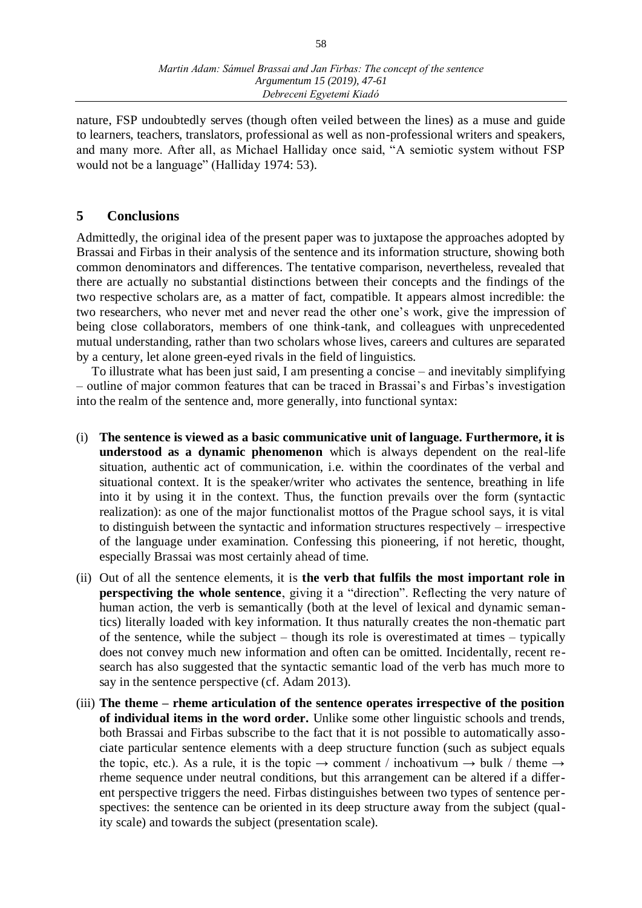nature, FSP undoubtedly serves (though often veiled between the lines) as a muse and guide to learners, teachers, translators, professional as well as non-professional writers and speakers, and many more. After all, as Michael Halliday once said, "A semiotic system without FSP would not be a language" (Halliday 1974: 53).

## 5 Conclusions

Admittedly, the original idea of the present paper was to juxtapose the approaches adopted by Brassai and Firbas in their analysis of the sentence and its information structure, showing both common denominators and differences. The tentative comparison, nevertheless, revealed that there are actually no substantial distinctions between their concepts and the findings of the two respective scholars are, as a matter of fact, compatible. It appears almost incredible: the two researchers, who never met and never read the other one's work, give the impression of being close collaborators, members of one think-tank, and colleagues with unprecedented mutual understanding, rather than two scholars whose lives, careers and cultures are separated by a century, let alone green-eyed rivals in the field of linguistics.

To illustrate what has been just said, I am presenting a concise – and inevitably simplifying – outline of major common features that can be traced in Brassai's and Firbas's investigation into the realm of the sentence and, more generally, into functional syntax:

(i) **The sentence is viewed as a basic communicative unit of language. Furthermore, it is understood as a dynamic phenomenon** which is always dependent on the real-life situation, authentic act of communication, i.e. within the coordinates of the verbal and situational context. It is the speaker/writer who activates the sentence, breathing in life into it by using it in the context. Thus, the function prevails over the form (syntactic realization): as one of the major functionalist mottos of the Prague school says, it is vital to distinguish between the syntactic and information structures respectively – irrespective of the language under examination. Confessing this pioneering, if not heretic, thought, especially Brassai was most certainly ahead of time.

(ii) Out of all the sentence elements, it is **the verb that fulfils the most important role in perspectiving the whole sentence**, giving it a "direction". Reflecting the very nature of human action, the verb is semantically (both at the level of lexical and dynamic semantics) literally loaded with key information. It thus naturally creates the non-thematic part of the sentence, while the subject – though its role is overestimated at times – typically does not convey much new information and often can be omitted. Incidentally, recent research has also suggested that the syntactic semantic load of the verb has much more to say in the sentence perspective (cf. Adam 2013).

(iii) **The theme – rheme articulation of the sentence operates irrespective of the position of individual items in the word order.** Unlike some other linguistic schools and trends, both Brassai and Firbas subscribe to the fact that it is not possible to automatically associate particular sentence elements with a deep structure function (such as subject equals the topic, etc.). As a rule, it is the topic → comment / inchoativum → bulk / theme → rheme sequence under neutral conditions, but this arrangement can be altered if a different perspective triggers the need. Firbas distinguishes between two types of sentence perspectives: the sentence can be oriented in its deep structure away from the subject (quality scale) and towards the subject (presentation scale).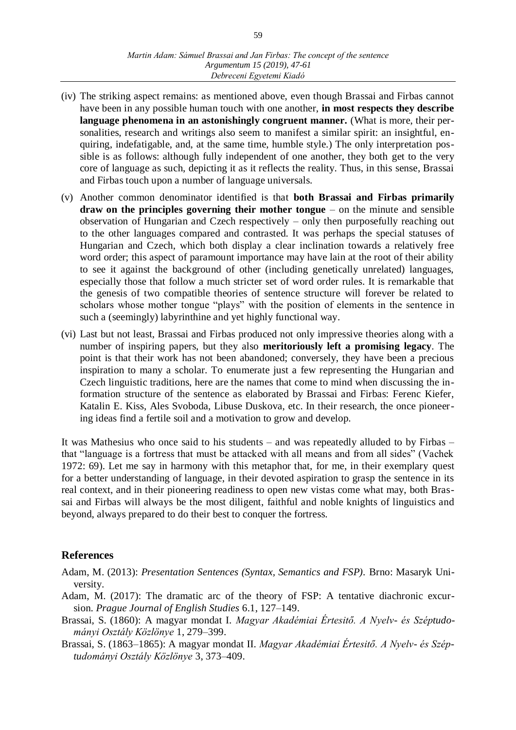(iv) The striking aspect remains: as mentioned above, even though Brassai and Firbas cannot have been in any possible human touch with one another, **in most respects they describe language phenomena in an astonishingly congruent manner.** (What is more, their personalities, research and writings also seem to manifest a similar spirit: an insightful, enquiring, indefatigable, and, at the same time, humble style.) The only interpretation possible is as follows: although fully independent of one another, they both get to the very core of language as such, depicting it as it reflects the reality. Thus, in this sense, Brassai and Firbas touch upon a number of language universals.

(v) Another common denominator identified is that **both Brassai and Firbas primarily draw on the principles governing their mother tongue** – on the minute and sensible observation of Hungarian and Czech respectively – only then purposefully reaching out to the other languages compared and contrasted. It was perhaps the special statuses of Hungarian and Czech, which both display a clear inclination towards a relatively free word order; this aspect of paramount importance may have lain at the root of their ability to see it against the background of other (including genetically unrelated) languages, especially those that follow a much stricter set of word order rules. It is remarkable that the genesis of two compatible theories of sentence structure will forever be related to scholars whose mother tongue "plays" with the position of elements in the sentence in such a (seemingly) labyrinthine and yet highly functional way.

(vi) Last but not least, Brassai and Firbas produced not only impressive theories along with a number of inspiring papers, but they also **meritoriously left a promising legacy**. The point is that their work has not been abandoned; conversely, they have been a precious inspiration to many a scholar. To enumerate just a few representing the Hungarian and Czech linguistic traditions, here are the names that come to mind when discussing the information structure of the sentence as elaborated by Brassai and Firbas: Ferenc Kiefer, Katalin E. Kiss, Ales Svoboda, Libuse Duskova, etc. In their research, the once pioneering ideas find a fertile soil and a motivation to grow and develop.

It was Mathesius who once said to his students – and was repeatedly alluded to by Firbas – that "language is a fortress that must be attacked with all means and from all sides" (Vachek 1972: 69). Let me say in harmony with this metaphor that, for me, in their exemplary quest for a better understanding of language, in their devoted aspiration to grasp the sentence in its real context, and in their pioneering readiness to open new vistas come what may, both Brassai and Firbas will always be the most diligent, faithful and noble knights of linguistics and beyond, always prepared to do their best to conquer the fortress.

## References

Adam, M. (2013): *Presentation Sentences (Syntax, Semantics and FSP).* Brno: Masaryk University.

Adam, M. (2017): The dramatic arc of the theory of FSP: A tentative diachronic excursion. *Prague Journal of English Studies* 6.1, 127–149.

Brassai, S. (1860): A magyar mondat I. *Magyar Akadémiai Értesitő. A Nyelv- és Széptudományi Osztály Közlönye* 1, 279–399.

Brassai, S. (1863–1865): A magyar mondat II. *Magyar Akadémiai Értesitő. A Nyelv- és Széptudományi Osztály Közlönye* 3, 373–409.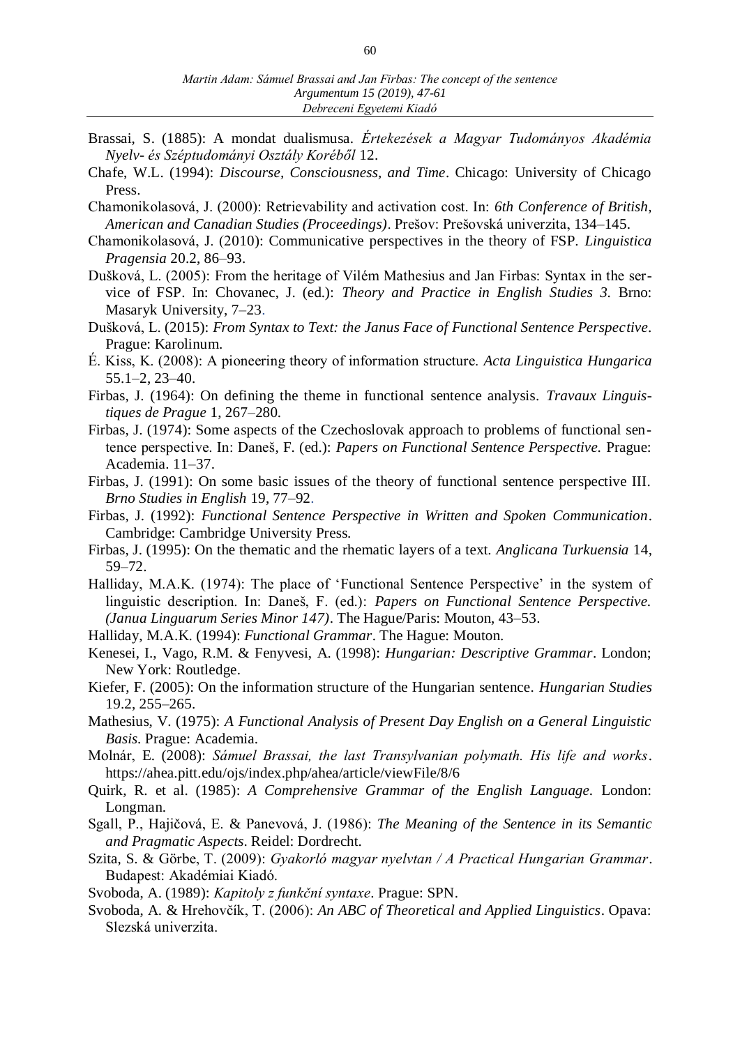Brassai, S. (1885): A mondat dualismusa. *Értekezések a Magyar Tudományos Akadémia Nyelv- és Széptudományi Osztály Koréből* 12.

Chafe, W.L. (1994): *Discourse, Consciousness, and Time*. Chicago: University of Chicago Press.

Chamonikolasová, J. (2000): Retrievability and activation cost. In: *6th Conference of British, American and Canadian Studies (Proceedings)*. Prešov: Prešovská univerzita, 134–145.

Chamonikolasová, J. (2010): Communicative perspectives in the theory of FSP. *Linguistica Pragensia* 20.2, 86–93.

Dušková, L. (2005): From the heritage of Vilém Mathesius and Jan Firbas: Syntax in the service of FSP. In: Chovanec, J. (ed.): *Theory and Practice in English Studies 3*. Brno: Masaryk University, 7–23.

Dušková, L. (2015): *From Syntax to Text: the Janus Face of Functional Sentence Perspective*. Prague: Karolinum.

É. Kiss, K. (2008): A pioneering theory of information structure. *Acta Linguistica Hungarica* 55.1–2, 23–40.

Firbas, J. (1964): On defining the theme in functional sentence analysis. *Travaux Linguistiques de Prague* 1, 267–280.

Firbas, J. (1974): Some aspects of the Czechoslovak approach to problems of functional sentence perspective. In: Daneš, F. (ed.): *Papers on Functional Sentence Perspective.* Prague: Academia. 11–37.

Firbas, J. (1991): On some basic issues of the theory of functional sentence perspective III. *Brno Studies in English* 19, 77–92.

Firbas, J. (1992): *Functional Sentence Perspective in Written and Spoken Communication*. Cambridge: Cambridge University Press.

Firbas, J. (1995): On the thematic and the rhematic layers of a text. *Anglicana Turkuensia* 14, 59–72.

Halliday, M.A.K. (1974): The place of 'Functional Sentence Perspective' in the system of linguistic description. In: Daneš, F. (ed.): *Papers on Functional Sentence Perspective. (Janua Linguarum Series Minor 147)*. The Hague/Paris: Mouton, 43–53.

Halliday, M.A.K. (1994): *Functional Grammar*. The Hague: Mouton.

Kenesei, I., Vago, R.M. & Fenyvesi, A. (1998): *Hungarian: Descriptive Grammar*. London; New York: Routledge.

Kiefer, F. (2005): On the information structure of the Hungarian sentence. *Hungarian Studies* 19.2, 255–265.

Mathesius, V. (1975): *A Functional Analysis of Present Day English on a General Linguistic Basis*. Prague: Academia.

Molnár, E. (2008): *Sámuel Brassai, the last Transylvanian polymath. His life and works*. https://ahea.pitt.edu/ojs/index.php/ahea/article/viewFile/8/6

Quirk, R. et al. (1985): *A Comprehensive Grammar of the English Language.* London: Longman.

Sgall, P., Hajičová, E. & Panevová, J. (1986): *The Meaning of the Sentence in its Semantic and Pragmatic Aspects*. Reidel: Dordrecht.

Szita, S. & Görbe, T. (2009): *Gyakorló magyar nyelvtan / A Practical Hungarian Grammar*. Budapest: Akadémiai Kiadó.

Svoboda, A. (1989): *Kapitoly z funkční syntaxe*. Prague: SPN.

Svoboda, A. & Hrehovčík, T. (2006): *An ABC of Theoretical and Applied Linguistics*. Opava: Slezská univerzita.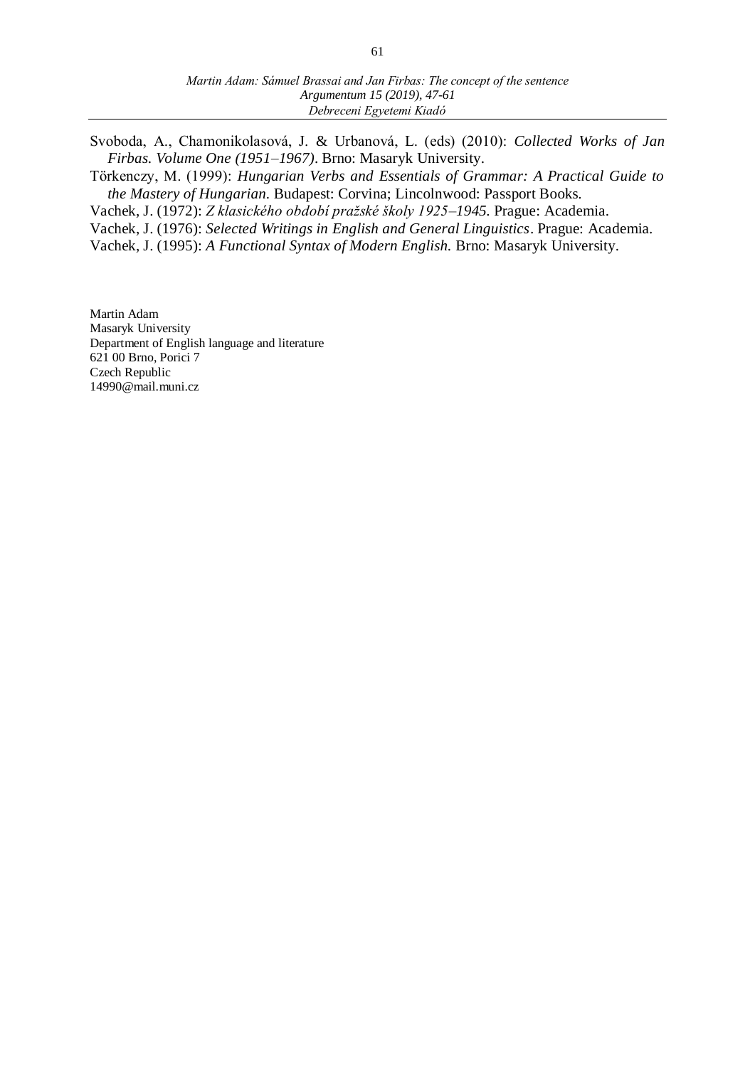Svoboda, A., Chamonikolasová, J. & Urbanová, L. (eds) (2010): *Collected Works of Jan Firbas. Volume One (1951–1967)*. Brno: Masaryk University.

Törkenczy, M. (1999): *Hungarian Verbs and Essentials of Grammar: A Practical Guide to the Mastery of Hungarian.* Budapest: Corvina; Lincolnwood: Passport Books.

Vachek, J. (1972): *Z klasického období pražské školy 1925–1945.* Prague: Academia.

Vachek, J. (1976): *Selected Writings in English and General Linguistics*. Prague: Academia.

Vachek, J. (1995): *A Functional Syntax of Modern English.* Brno: Masaryk University.

Martin Adam
Masaryk University
Department of English language and literature
621 00 Brno, Porici 7
Czech Republic
14990@mail.muni.cz